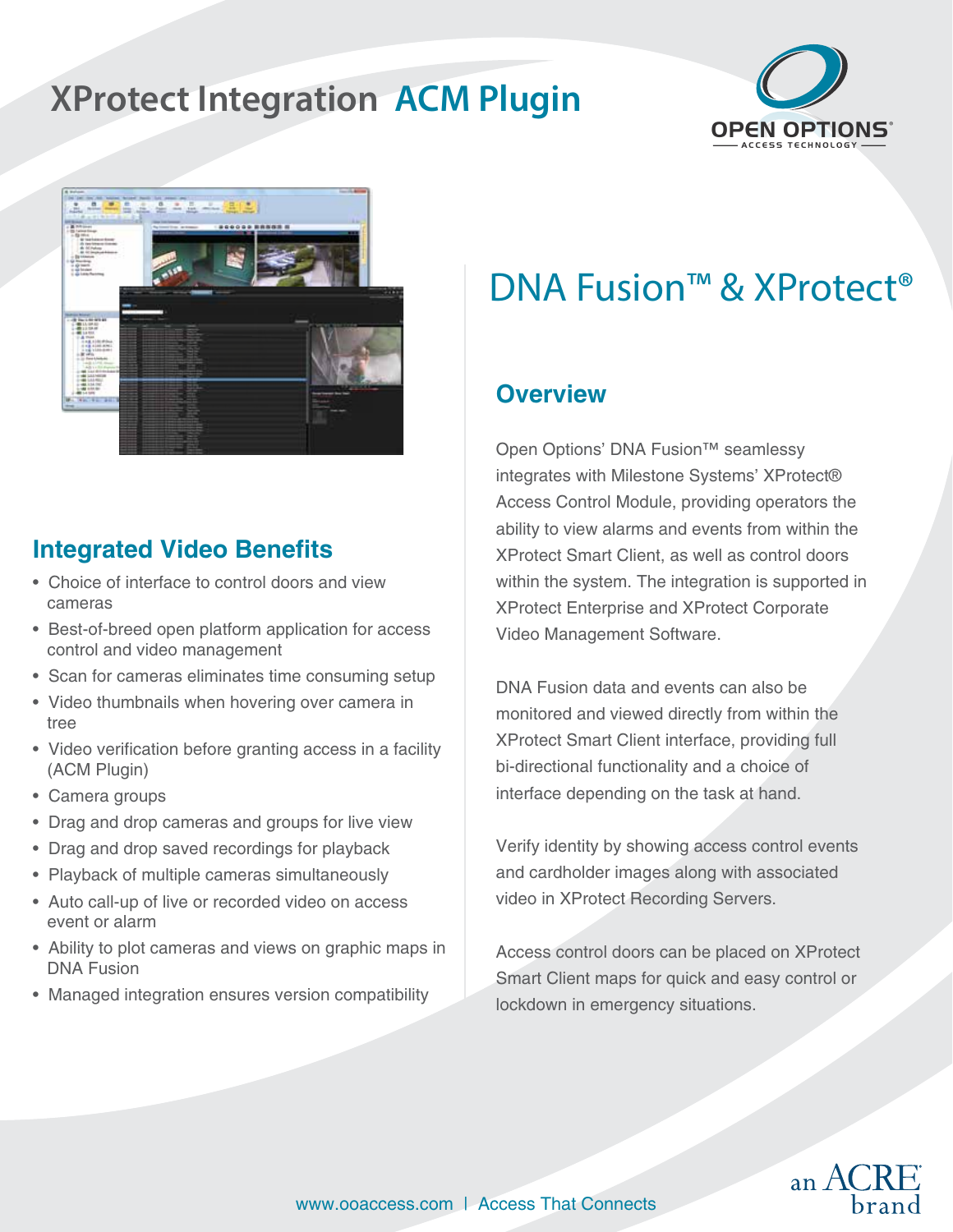# XProtect Integration ACM Plugin

OPEN OPTIONS ACCESS TECHNOLOGY

## DNA Fusion™ & XProtect®

### Overview

Open Options' DNA Fusion™ seamlessy integrates with Milestone Systems' XProtect® Access Control Module, providing operators the ability to view alarms and events from within the XProtect Smart Client, as well as control doors within the system. The integration is supported in XProtect Enterprise and XProtect Corporate Video Management Software.

DNA Fusion data and events can also be monitored and viewed directly from within the XProtect Smart Client interface, providing full bi-directional functionality and a choice of interface depending on the task at hand.

Verify identity by showing access control events and cardholder images along with associated video in XProtect Recording Servers.

Access control doors can be placed on XProtect Smart Client maps for quick and easy control or lockdown in emergency situations.

### Integrated Video Benefits

- Choice of interface to control doors and view cameras
- Best-of-breed open platform application for access control and video management
- Scan for cameras eliminates time consuming setup
- Video thumbnails when hovering over camera in tree
- Video verification before granting access in a facility (ACM Plugin)
- Camera groups
- Drag and drop cameras and groups for live view
- Drag and drop saved recordings for playback
- Playback of multiple cameras simultaneously
- Auto call-up of live or recorded video on access event or alarm
- Ability to plot cameras and views on graphic maps in DNA Fusion
- Managed integration ensures version compatibility

www.ooaccess.com | Access That Connects

an ACRE brand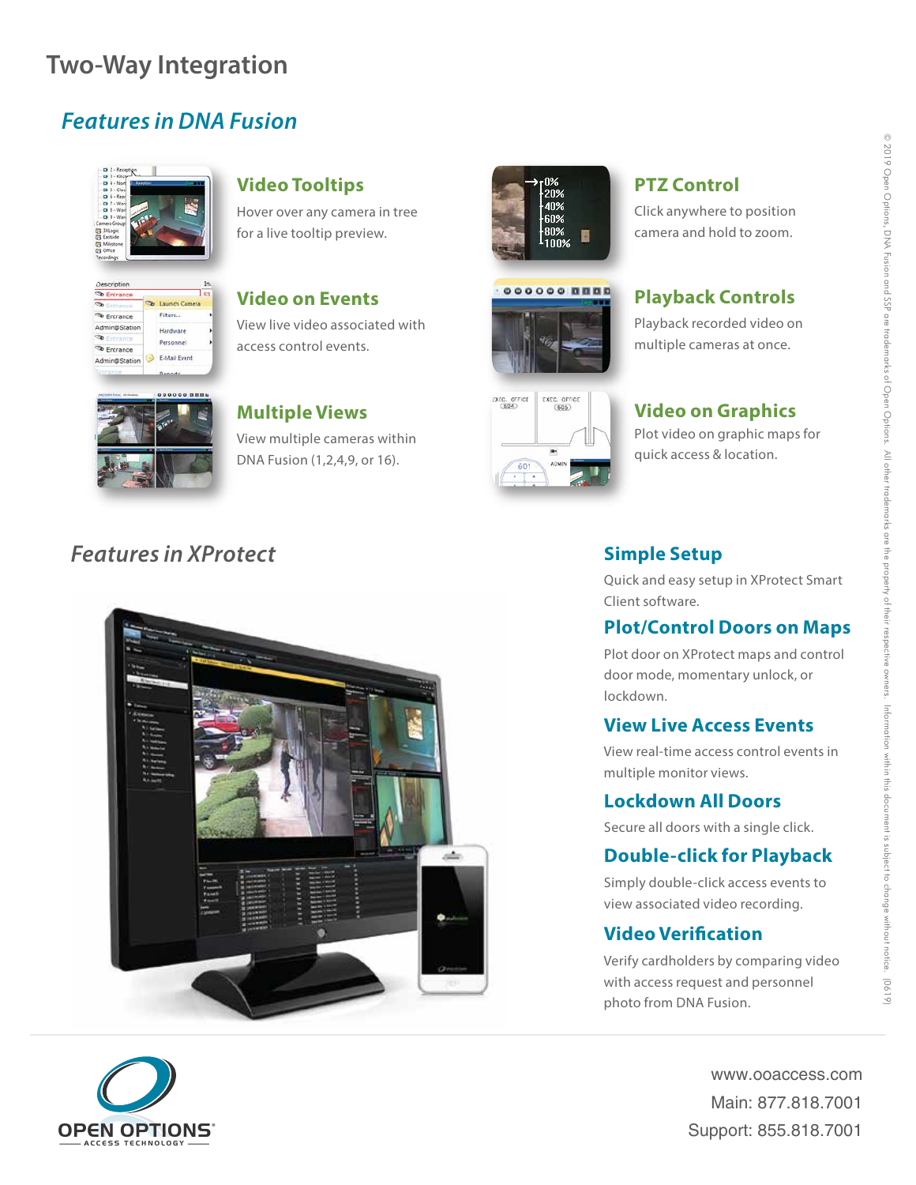# Two-Way Integration

## *Features in DNA Fusion*

### Video Tooltips

Hover over any camera in tree for a live tooltip preview.

### Video on Events

View live video associated with access control events.

### Multiple Views

View multiple cameras within DNA Fusion (1,2,4,9, or 16).

### PTZ Control

Click anywhere to position camera and hold to zoom.

### Playback Controls

Playback recorded video on multiple cameras at once.

### Video on Graphics

Plot video on graphic maps for quick access & location.

## *Features in XProtect*

### Simple Setup

Quick and easy setup in XProtect Smart Client software.

### Plot/Control Doors on Maps

Plot door on XProtect maps and control door mode, momentary unlock, or lockdown.

### View Live Access Events

View real-time access control events in multiple monitor views.

### Lockdown All Doors

Secure all doors with a single click.

### Double-click for Playback

Simply double-click access events to view associated video recording.

### Video Verification

Verify cardholders by comparing video with access request and personnel photo from DNA Fusion.

© 2019 Open Options, DNA Fusion and SSP are trademarks of Open Options. All other trademarks are the property of their respective owners. Information within this document is subject to change without notice. (0619)

OPEN OPTIONS® ACCESS TECHNOLOGY

www.ooaccess.com
Main: 877.818.7001
Support: 855.818.7001